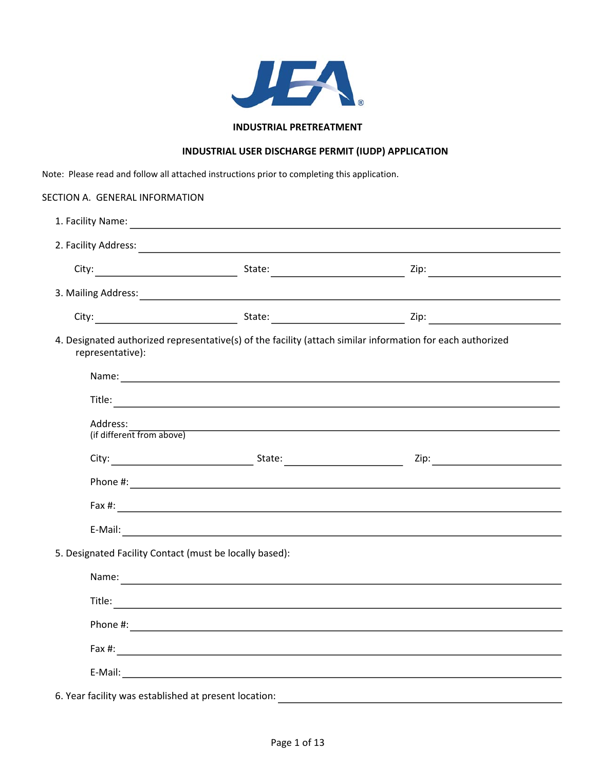JEA®

**INDUSTRIAL PRETREATMENT**

**INDUSTRIAL USER DISCHARGE PERMIT (IUDP) APPLICATION**

Note: Please read and follow all attached instructions prior to completing this application.

SECTION A. GENERAL INFORMATION

1. Facility Name: ______________________________

2. Facility Address: ______________________________

   City: ______________ State: ______________ Zip: ______________

3. Mailing Address: ______________________________

   City: ______________ State: ______________ Zip: ______________

4. Designated authorized representative(s) of the facility (attach similar information for each authorized representative):

   Name: ______________________________

   Title: ______________________________

   Address: ______________________________
   (if different from above)

   City: ______________ State: ______________ Zip: ______________

   Phone #: ______________________________

   Fax #: ______________________________

   E-Mail: ______________________________

5. Designated Facility Contact (must be locally based):

   Name: ______________________________

   Title: ______________________________

   Phone #: ______________________________

   Fax #: ______________________________

   E-Mail: ______________________________

6. Year facility was established at present location: ______________________________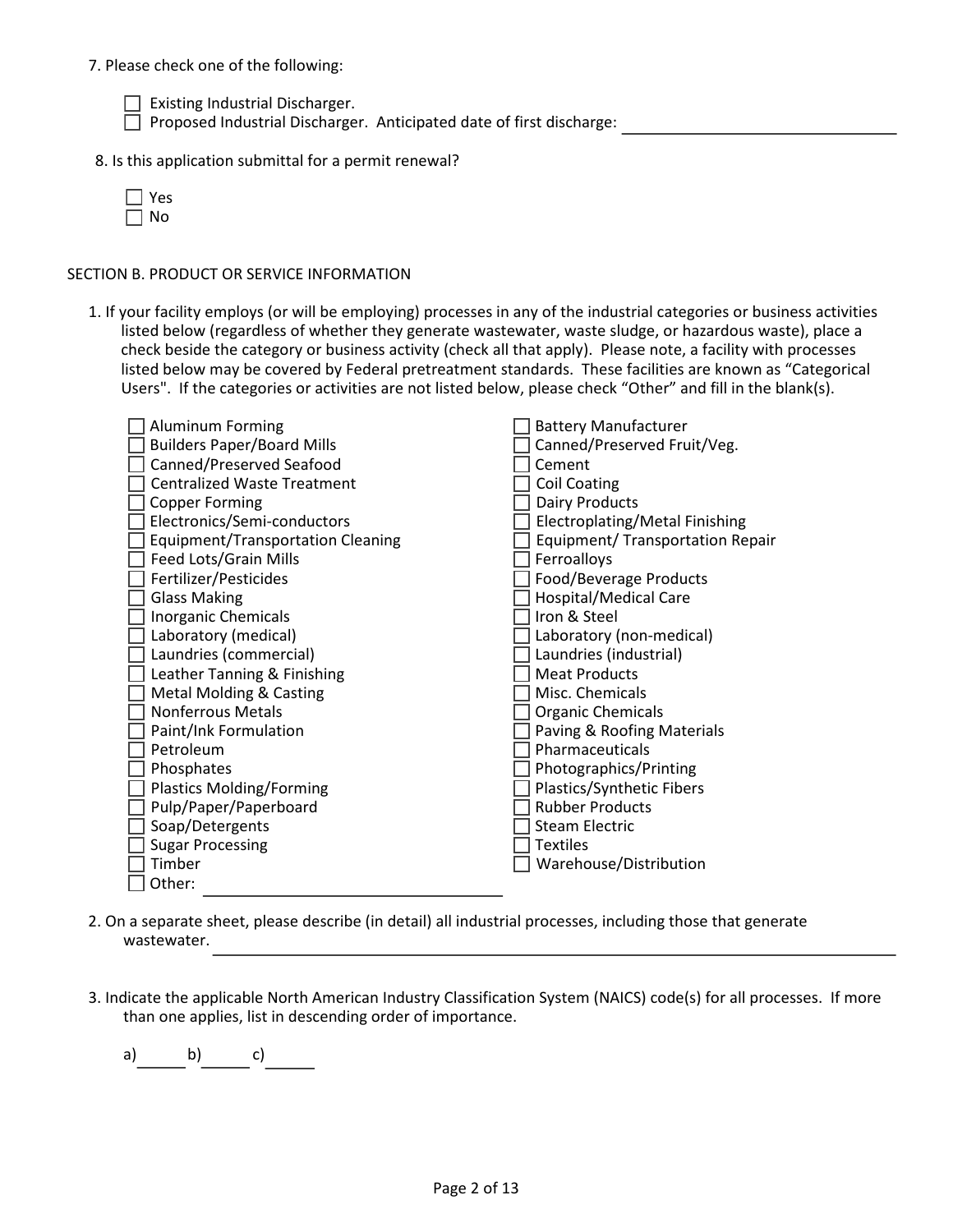7. Please check one of the following:

   - ☐ Existing Industrial Discharger.
   - ☐ Proposed Industrial Discharger. Anticipated date of first discharge: ______________________________

8. Is this application submittal for a permit renewal?

   - ☐ Yes
   - ☐ No

SECTION B. PRODUCT OR SERVICE INFORMATION

1. If your facility employs (or will be employing) processes in any of the industrial categories or business activities listed below (regardless of whether they generate wastewater, waste sludge, or hazardous waste), place a check beside the category or business activity (check all that apply). Please note, a facility with processes listed below may be covered by Federal pretreatment standards. These facilities are known as "Categorical Users". If the categories or activities are not listed below, please check "Other" and fill in the blank(s).

   - ☐ Aluminum Forming
   - ☐ Builders Paper/Board Mills
   - ☐ Canned/Preserved Seafood
   - ☐ Centralized Waste Treatment
   - ☐ Copper Forming
   - ☐ Electronics/Semi-conductors
   - ☐ Equipment/Transportation Cleaning
   - ☐ Feed Lots/Grain Mills
   - ☐ Fertilizer/Pesticides
   - ☐ Glass Making
   - ☐ Inorganic Chemicals
   - ☐ Laboratory (medical)
   - ☐ Laundries (commercial)
   - ☐ Leather Tanning & Finishing
   - ☐ Metal Molding & Casting
   - ☐ Nonferrous Metals
   - ☐ Paint/Ink Formulation
   - ☐ Petroleum
   - ☐ Phosphates
   - ☐ Plastics Molding/Forming
   - ☐ Pulp/Paper/Paperboard
   - ☐ Soap/Detergents
   - ☐ Sugar Processing
   - ☐ Timber
   - ☐ Other: ______________________________
   - ☐ Battery Manufacturer
   - ☐ Canned/Preserved Fruit/Veg.
   - ☐ Cement
   - ☐ Coil Coating
   - ☐ Dairy Products
   - ☐ Electroplating/Metal Finishing
   - ☐ Equipment/ Transportation Repair
   - ☐ Ferroalloys
   - ☐ Food/Beverage Products
   - ☐ Hospital/Medical Care
   - ☐ Iron & Steel
   - ☐ Laboratory (non-medical)
   - ☐ Laundries (industrial)
   - ☐ Meat Products
   - ☐ Misc. Chemicals
   - ☐ Organic Chemicals
   - ☐ Paving & Roofing Materials
   - ☐ Pharmaceuticals
   - ☐ Photographics/Printing
   - ☐ Plastics/Synthetic Fibers
   - ☐ Rubber Products
   - ☐ Steam Electric
   - ☐ Textiles
   - ☐ Warehouse/Distribution

2. On a separate sheet, please describe (in detail) all industrial processes, including those that generate wastewater. ______________________________________________________________________

3. Indicate the applicable North American Industry Classification System (NAICS) code(s) for all processes. If more than one applies, list in descending order of importance.

   a) _____ b) _____ c) _____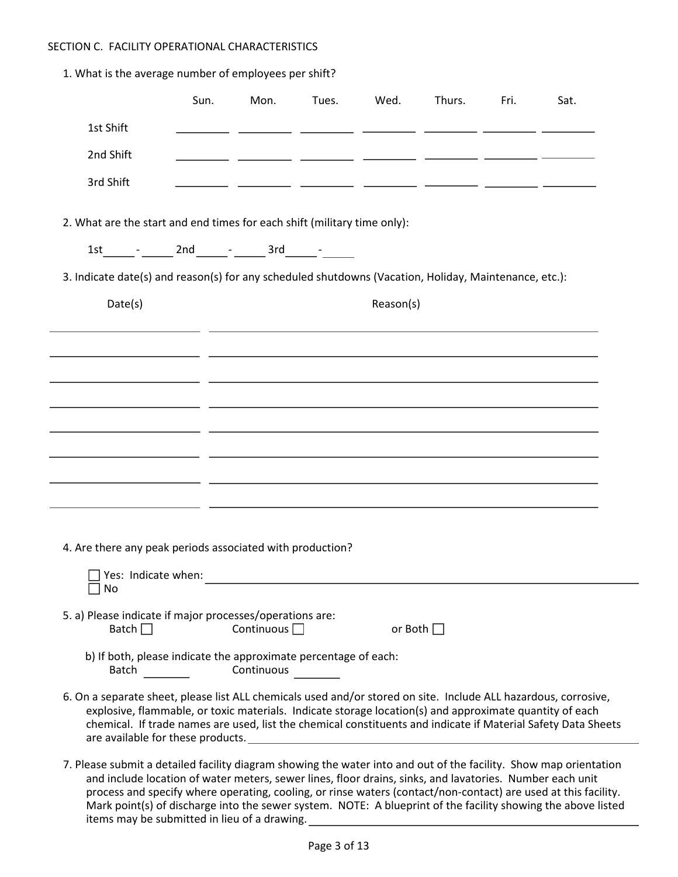SECTION C. FACILITY OPERATIONAL CHARACTERISTICS

1. What is the average number of employees per shift?

| | Sun. | Mon. | Tues. | Wed. | Thurs. | Fri. | Sat. |
|---|---|---|---|---|---|---|---|
| 1st Shift | ________ | ________ | ________ | ________ | ________ | ________ | ________ |
| 2nd Shift | ________ | ________ | ________ | ________ | ________ | ________ | ________ |
| 3rd Shift | ________ | ________ | ________ | ________ | ________ | ________ | ________ |

2. What are the start and end times for each shift (military time only):

   1st_____ - _____ 2nd_____ - _____ 3rd_____ - _____

3. Indicate date(s) and reason(s) for any scheduled shutdowns (Vacation, Holiday, Maintenance, etc.):

| Date(s) | Reason(s) |
|---|---|
| ____________________ | ____________________________________________________ |
| ____________________ | ____________________________________________________ |
| ____________________ | ____________________________________________________ |
| ____________________ | ____________________________________________________ |
| ____________________ | ____________________________________________________ |
| ____________________ | ____________________________________________________ |
| ____________________ | ____________________________________________________ |
| ____________________ | ____________________________________________________ |

4. Are there any peak periods associated with production?

   ☐ Yes: Indicate when: ____________________________________________________
   ☐ No

5. a) Please indicate if major processes/operations are:
   Batch ☐ Continuous ☐ or Both ☐

   b) If both, please indicate the approximate percentage of each:
   Batch ________ Continuous ________

6. On a separate sheet, please list ALL chemicals used and/or stored on site. Include ALL hazardous, corrosive, explosive, flammable, or toxic materials. Indicate storage location(s) and approximate quantity of each chemical. If trade names are used, list the chemical constituents and indicate if Material Safety Data Sheets are available for these products. ____________________________________________________

7. Please submit a detailed facility diagram showing the water into and out of the facility. Show map orientation and include location of water meters, sewer lines, floor drains, sinks, and lavatories. Number each unit process and specify where operating, cooling, or rinse waters (contact/non-contact) are used at this facility. Mark point(s) of discharge into the sewer system. NOTE: A blueprint of the facility showing the above listed items may be submitted in lieu of a drawing. ____________________________________________________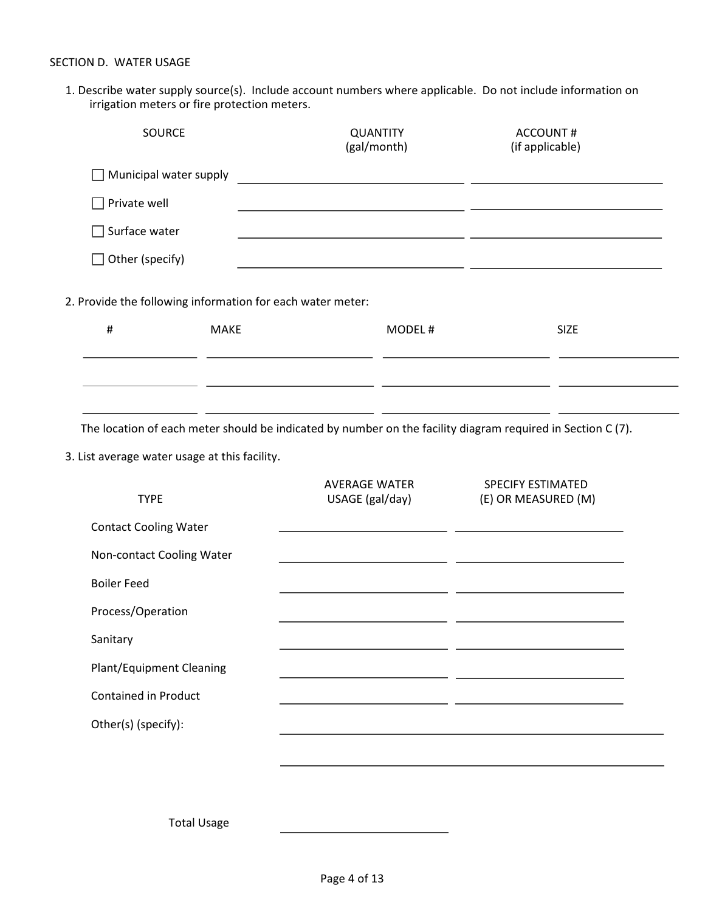SECTION D. WATER USAGE

1. Describe water supply source(s). Include account numbers where applicable. Do not include information on irrigation meters or fire protection meters.

| SOURCE | QUANTITY (gal/month) | ACCOUNT # (if applicable) |
|---|---|---|
| ☐ Municipal water supply | | |
| ☐ Private well | | |
| ☐ Surface water | | |
| ☐ Other (specify) | | |

2. Provide the following information for each water meter:

| # | MAKE | MODEL # | SIZE |
|---|---|---|---|
| | | | |
| | | | |
| | | | |

The location of each meter should be indicated by number on the facility diagram required in Section C (7).

3. List average water usage at this facility.

| TYPE | AVERAGE WATER USAGE (gal/day) | SPECIFY ESTIMATED (E) OR MEASURED (M) |
|---|---|---|
| Contact Cooling Water | | |
| Non-contact Cooling Water | | |
| Boiler Feed | | |
| Process/Operation | | |
| Sanitary | | |
| Plant/Equipment Cleaning | | |
| Contained in Product | | |
| Other(s) (specify): | | |
| | | |
| Total Usage | | |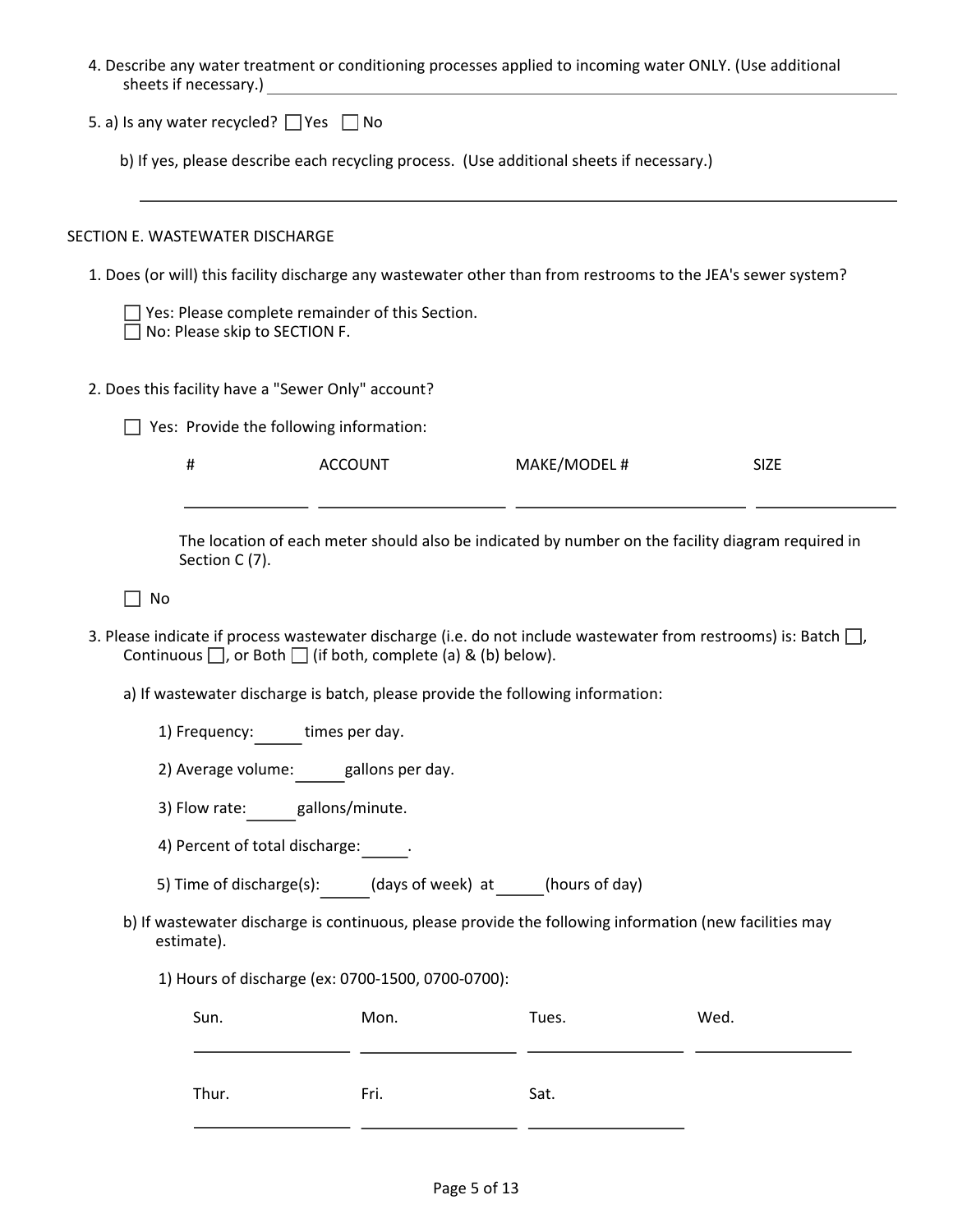4. Describe any water treatment or conditioning processes applied to incoming water ONLY. (Use additional sheets if necessary.) ____________________

5. a) Is any water recycled? ☐ Yes ☐ No

   b) If yes, please describe each recycling process. (Use additional sheets if necessary.)

   ____________________

## SECTION E. WASTEWATER DISCHARGE

1. Does (or will) this facility discharge any wastewater other than from restrooms to the JEA's sewer system?

   ☐ Yes: Please complete remainder of this Section.
   ☐ No: Please skip to SECTION F.

2. Does this facility have a "Sewer Only" account?

   ☐ Yes: Provide the following information:

   | # | ACCOUNT | MAKE/MODEL # | SIZE |
   |---|---|---|---|
   | | | | |

   The location of each meter should also be indicated by number on the facility diagram required in Section C (7).

   ☐ No

3. Please indicate if process wastewater discharge (i.e. do not include wastewater from restrooms) is: Batch ☐, Continuous ☐, or Both ☐ (if both, complete (a) & (b) below).

   a) If wastewater discharge is batch, please provide the following information:

      1) Frequency: ______ times per day.

      2) Average volume: ______ gallons per day.

      3) Flow rate: ______ gallons/minute.

      4) Percent of total discharge: ______.

      5) Time of discharge(s): ______ (days of week) at ______ (hours of day)

   b) If wastewater discharge is continuous, please provide the following information (new facilities may estimate).

      1) Hours of discharge (ex: 0700-1500, 0700-0700):

      | Sun. | Mon. | Tues. | Wed. |
      |---|---|---|---|
      | | | | |

      | Thur. | Fri. | Sat. |
      |---|---|---|
      | | | |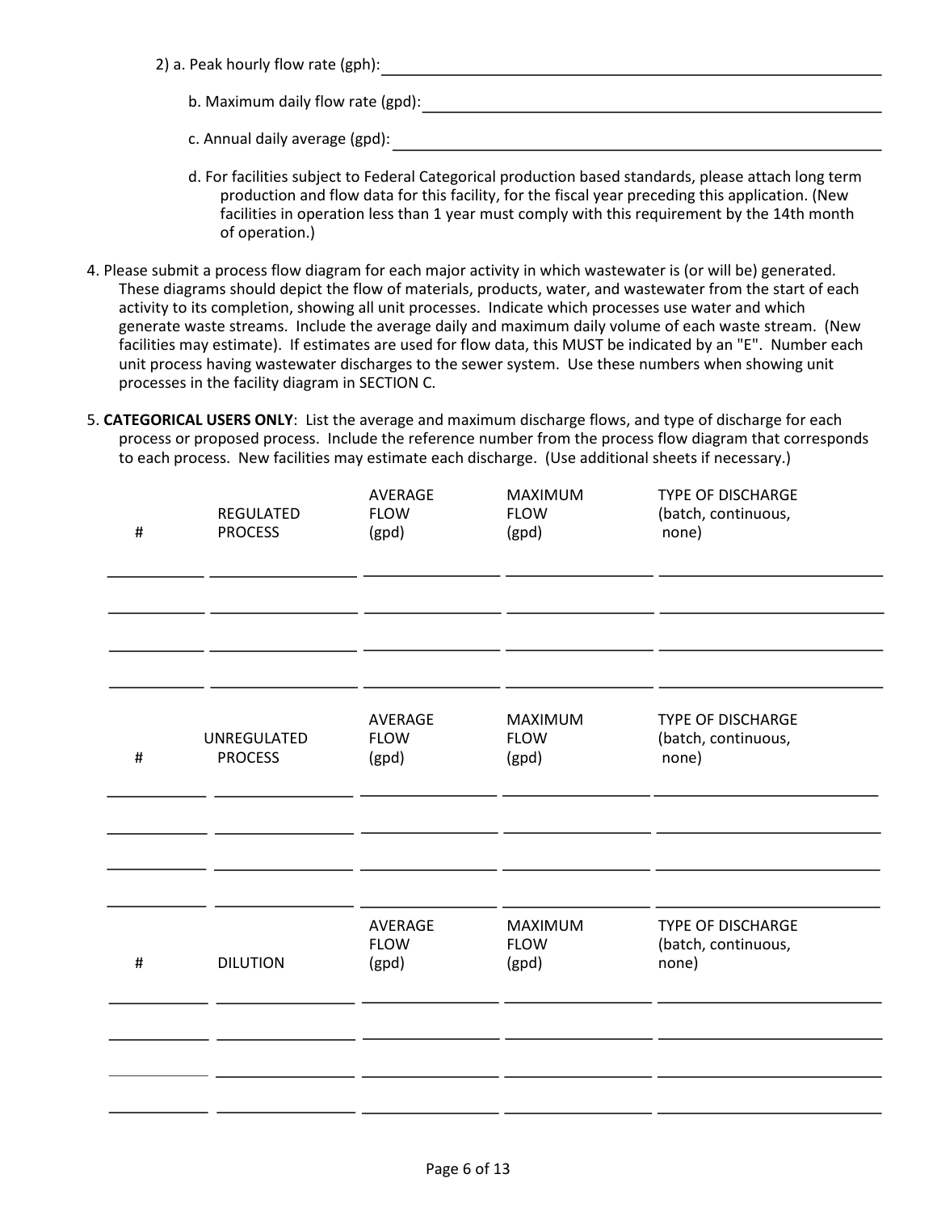2) a. Peak hourly flow rate (gph): ______________________________

b. Maximum daily flow rate (gpd): ______________________________

c. Annual daily average (gpd): ______________________________

d. For facilities subject to Federal Categorical production based standards, please attach long term production and flow data for this facility, for the fiscal year preceding this application. (New facilities in operation less than 1 year must comply with this requirement by the 14th month of operation.)

4. Please submit a process flow diagram for each major activity in which wastewater is (or will be) generated. These diagrams should depict the flow of materials, products, water, and wastewater from the start of each activity to its completion, showing all unit processes. Indicate which processes use water and which generate waste streams. Include the average daily and maximum daily volume of each waste stream. (New facilities may estimate). If estimates are used for flow data, this MUST be indicated by an "E". Number each unit process having wastewater discharges to the sewer system. Use these numbers when showing unit processes in the facility diagram in SECTION C.

5. **CATEGORICAL USERS ONLY**: List the average and maximum discharge flows, and type of discharge for each process or proposed process. Include the reference number from the process flow diagram that corresponds to each process. New facilities may estimate each discharge. (Use additional sheets if necessary.)

| # | REGULATED PROCESS | AVERAGE FLOW (gpd) | MAXIMUM FLOW (gpd) | TYPE OF DISCHARGE (batch, continuous, none) |
|---|---|---|---|---|
| | | | | |
| | | | | |
| | | | | |
| | | | | |

| # | UNREGULATED PROCESS | AVERAGE FLOW (gpd) | MAXIMUM FLOW (gpd) | TYPE OF DISCHARGE (batch, continuous, none) |
|---|---|---|---|---|
| | | | | |
| | | | | |
| | | | | |
| | | | | |

| # | DILUTION | AVERAGE FLOW (gpd) | MAXIMUM FLOW (gpd) | TYPE OF DISCHARGE (batch, continuous, none) |
|---|---|---|---|---|
| | | | | |
| | | | | |
| | | | | |
| | | | | |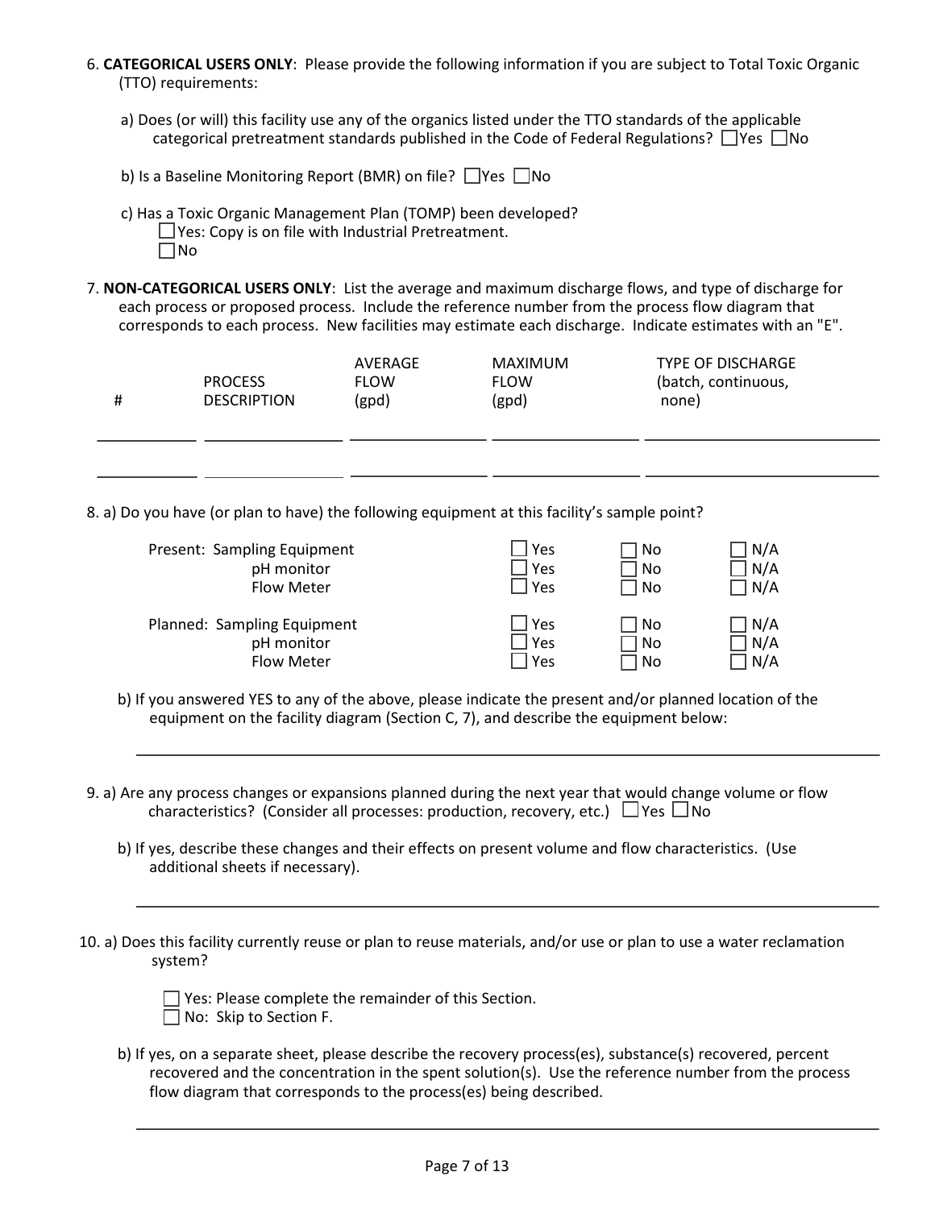6. **CATEGORICAL USERS ONLY**: Please provide the following information if you are subject to Total Toxic Organic (TTO) requirements:

   a) Does (or will) this facility use any of the organics listed under the TTO standards of the applicable categorical pretreatment standards published in the Code of Federal Regulations? ☐Yes ☐No

   b) Is a Baseline Monitoring Report (BMR) on file? ☐Yes ☐No

   c) Has a Toxic Organic Management Plan (TOMP) been developed?
   ☐Yes: Copy is on file with Industrial Pretreatment.
   ☐No

7. **NON-CATEGORICAL USERS ONLY**: List the average and maximum discharge flows, and type of discharge for each process or proposed process. Include the reference number from the process flow diagram that corresponds to each process. New facilities may estimate each discharge. Indicate estimates with an "E".

| # | PROCESS DESCRIPTION | AVERAGE FLOW (gpd) | MAXIMUM FLOW (gpd) | TYPE OF DISCHARGE (batch, continuous, none) |
|---|---|---|---|---|
| | | | | |
| | | | | |

8. a) Do you have (or plan to have) the following equipment at this facility's sample point?

| | | | | |
|---|---|---|---|---|
| Present: | Sampling Equipment | ☐ Yes | ☐ No | ☐ N/A |
| | pH monitor | ☐ Yes | ☐ No | ☐ N/A |
| | Flow Meter | ☐ Yes | ☐ No | ☐ N/A |
| Planned: | Sampling Equipment | ☐ Yes | ☐ No | ☐ N/A |
| | pH monitor | ☐ Yes | ☐ No | ☐ N/A |
| | Flow Meter | ☐ Yes | ☐ No | ☐ N/A |

   b) If you answered YES to any of the above, please indicate the present and/or planned location of the equipment on the facility diagram (Section C, 7), and describe the equipment below:

   ______________________________________________________________________

9. a) Are any process changes or expansions planned during the next year that would change volume or flow characteristics? (Consider all processes: production, recovery, etc.) ☐Yes ☐No

   b) If yes, describe these changes and their effects on present volume and flow characteristics. (Use additional sheets if necessary).

   ______________________________________________________________________

10. a) Does this facility currently reuse or plan to reuse materials, and/or use or plan to use a water reclamation system?

   ☐ Yes: Please complete the remainder of this Section.
   ☐ No: Skip to Section F.

   b) If yes, on a separate sheet, please describe the recovery process(es), substance(s) recovered, percent recovered and the concentration in the spent solution(s). Use the reference number from the process flow diagram that corresponds to the process(es) being described.

   ______________________________________________________________________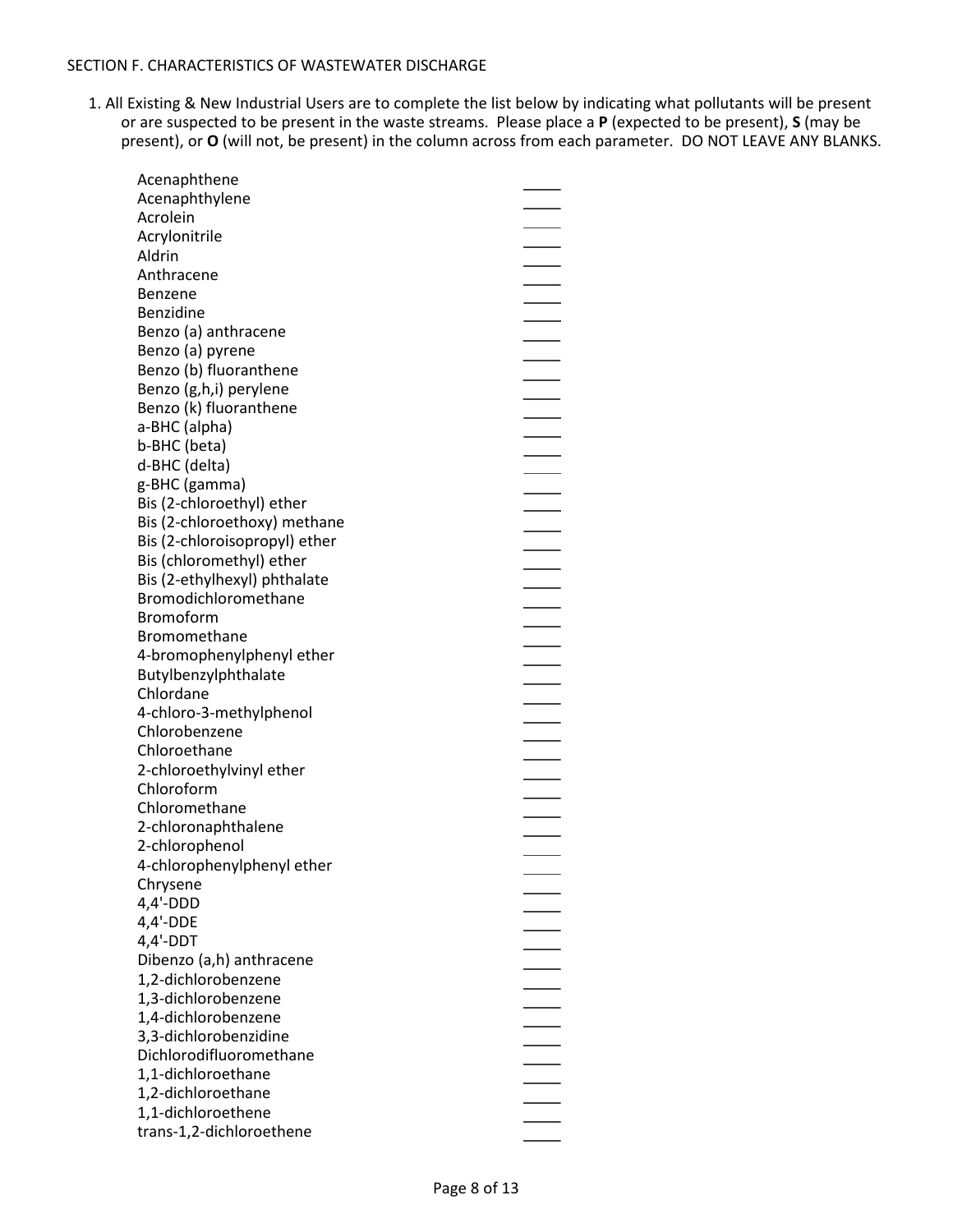SECTION F. CHARACTERISTICS OF WASTEWATER DISCHARGE

1. All Existing & New Industrial Users are to complete the list below by indicating what pollutants will be present or are suspected to be present in the waste streams. Please place a **P** (expected to be present), **S** (may be present), or **O** (will not, be present) in the column across from each parameter. DO NOT LEAVE ANY BLANKS.

| Parameter | |
|---|---|
| Acenaphthene | _____ |
| Acenaphthylene | _____ |
| Acrolein | _____ |
| Acrylonitrile | _____ |
| Aldrin | _____ |
| Anthracene | _____ |
| Benzene | _____ |
| Benzidine | _____ |
| Benzo (a) anthracene | _____ |
| Benzo (a) pyrene | _____ |
| Benzo (b) fluoranthene | _____ |
| Benzo (g,h,i) perylene | _____ |
| Benzo (k) fluoranthene | _____ |
| a-BHC (alpha) | _____ |
| b-BHC (beta) | _____ |
| d-BHC (delta) | _____ |
| g-BHC (gamma) | _____ |
| Bis (2-chloroethyl) ether | _____ |
| Bis (2-chloroethoxy) methane | _____ |
| Bis (2-chloroisopropyl) ether | _____ |
| Bis (chloromethyl) ether | _____ |
| Bis (2-ethylhexyl) phthalate | _____ |
| Bromodichloromethane | _____ |
| Bromoform | _____ |
| Bromomethane | _____ |
| 4-bromophenylphenyl ether | _____ |
| Butylbenzylphthalate | _____ |
| Chlordane | _____ |
| 4-chloro-3-methylphenol | _____ |
| Chlorobenzene | _____ |
| Chloroethane | _____ |
| 2-chloroethylvinyl ether | _____ |
| Chloroform | _____ |
| Chloromethane | _____ |
| 2-chloronaphthalene | _____ |
| 2-chlorophenol | _____ |
| 4-chlorophenylphenyl ether | _____ |
| Chrysene | _____ |
| 4,4'-DDD | _____ |
| 4,4'-DDE | _____ |
| 4,4'-DDT | _____ |
| Dibenzo (a,h) anthracene | _____ |
| 1,2-dichlorobenzene | _____ |
| 1,3-dichlorobenzene | _____ |
| 1,4-dichlorobenzene | _____ |
| 3,3-dichlorobenzidine | _____ |
| Dichlorodifluoromethane | _____ |
| 1,1-dichloroethane | _____ |
| 1,2-dichloroethane | _____ |
| 1,1-dichloroethene | _____ |
| trans-1,2-dichloroethene | _____ |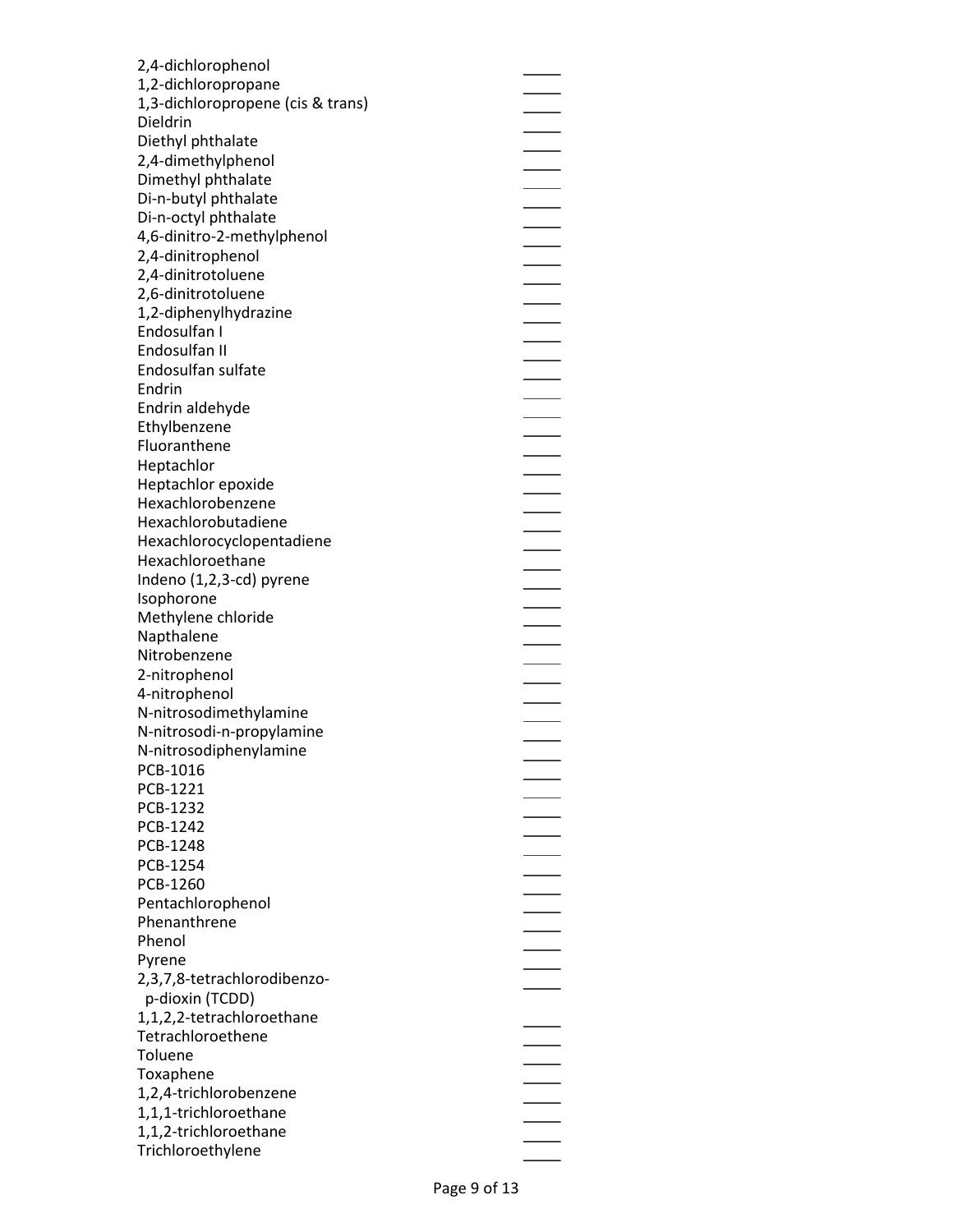| | |
|---|---|
| 2,4-dichlorophenol | _____ |
| 1,2-dichloropropane | _____ |
| 1,3-dichloropropene (cis & trans) | _____ |
| Dieldrin | _____ |
| Diethyl phthalate | _____ |
| 2,4-dimethylphenol | _____ |
| Dimethyl phthalate | _____ |
| Di-n-butyl phthalate | _____ |
| Di-n-octyl phthalate | _____ |
| 4,6-dinitro-2-methylphenol | _____ |
| 2,4-dinitrophenol | _____ |
| 2,4-dinitrotoluene | _____ |
| 2,6-dinitrotoluene | _____ |
| 1,2-diphenylhydrazine | _____ |
| Endosulfan I | _____ |
| Endosulfan II | _____ |
| Endosulfan sulfate | _____ |
| Endrin | _____ |
| Endrin aldehyde | _____ |
| Ethylbenzene | _____ |
| Fluoranthene | _____ |
| Heptachlor | _____ |
| Heptachlor epoxide | _____ |
| Hexachlorobenzene | _____ |
| Hexachlorobutadiene | _____ |
| Hexachlorocyclopentadiene | _____ |
| Hexachloroethane | _____ |
| Indeno (1,2,3-cd) pyrene | _____ |
| Isophorone | _____ |
| Methylene chloride | _____ |
| Napthalene | _____ |
| Nitrobenzene | _____ |
| 2-nitrophenol | _____ |
| 4-nitrophenol | _____ |
| N-nitrosodimethylamine | _____ |
| N-nitrosodi-n-propylamine | _____ |
| N-nitrosodiphenylamine | _____ |
| PCB-1016 | _____ |
| PCB-1221 | _____ |
| PCB-1232 | _____ |
| PCB-1242 | _____ |
| PCB-1248 | _____ |
| PCB-1254 | _____ |
| PCB-1260 | _____ |
| Pentachlorophenol | _____ |
| Phenanthrene | _____ |
| Phenol | _____ |
| Pyrene | _____ |
| 2,3,7,8-tetrachlorodibenzo-p-dioxin (TCDD) | _____ |
| 1,1,2,2-tetrachloroethane | _____ |
| Tetrachloroethene | _____ |
| Toluene | _____ |
| Toxaphene | _____ |
| 1,2,4-trichlorobenzene | _____ |
| 1,1,1-trichloroethane | _____ |
| 1,1,2-trichloroethane | _____ |
| Trichloroethylene | _____ |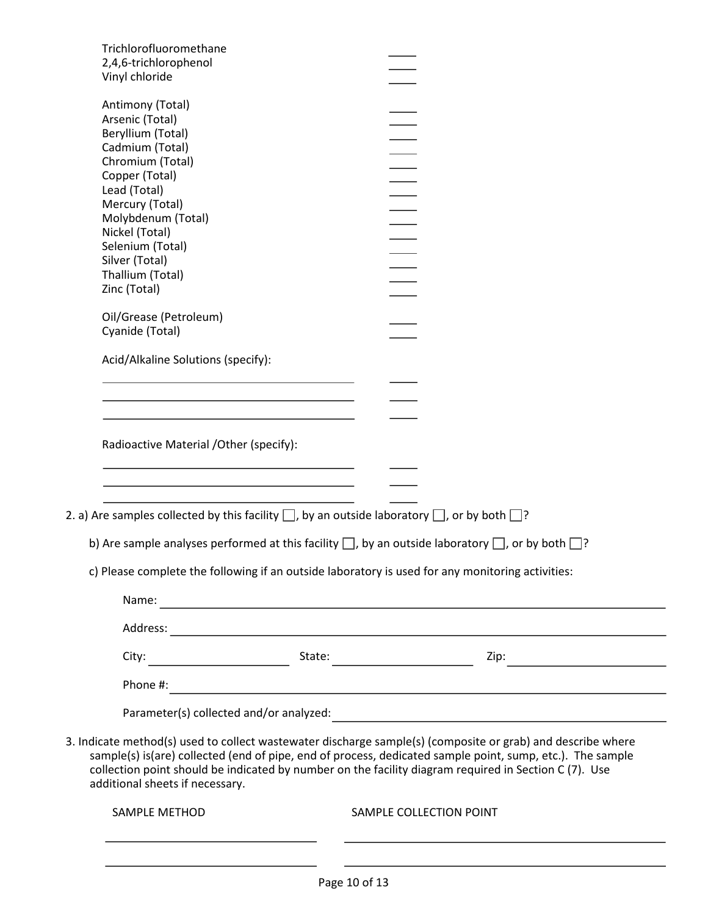Trichlorofluoromethane ____
2,4,6-trichlorophenol ____
Vinyl chloride ____

Antimony (Total) ____
Arsenic (Total) ____
Beryllium (Total) ____
Cadmium (Total) ____
Chromium (Total) ____
Copper (Total) ____
Lead (Total) ____
Mercury (Total) ____
Molybdenum (Total) ____
Nickel (Total) ____
Selenium (Total) ____
Silver (Total) ____
Thallium (Total) ____
Zinc (Total) ____

Oil/Grease (Petroleum) ____
Cyanide (Total) ____

Acid/Alkaline Solutions (specify):

______________________________ ____
______________________________ ____
______________________________ ____

Radioactive Material /Other (specify):

______________________________ ____
______________________________ ____
______________________________ ____

2. a) Are samples collected by this facility ☐, by an outside laboratory ☐, or by both ☐?

   b) Are sample analyses performed at this facility ☐, by an outside laboratory ☐, or by both ☐?

   c) Please complete the following if an outside laboratory is used for any monitoring activities:

   Name: ______________________________

   Address: ______________________________

   City: ______________ State: ______________ Zip: ______________

   Phone #: ______________________________

   Parameter(s) collected and/or analyzed: ______________________________

3. Indicate method(s) used to collect wastewater discharge sample(s) (composite or grab) and describe where sample(s) is(are) collected (end of pipe, end of process, dedicated sample point, sump, etc.). The sample collection point should be indicated by number on the facility diagram required in Section C (7). Use additional sheets if necessary.

| SAMPLE METHOD | SAMPLE COLLECTION POINT |
| --- | --- |
| | |
| | |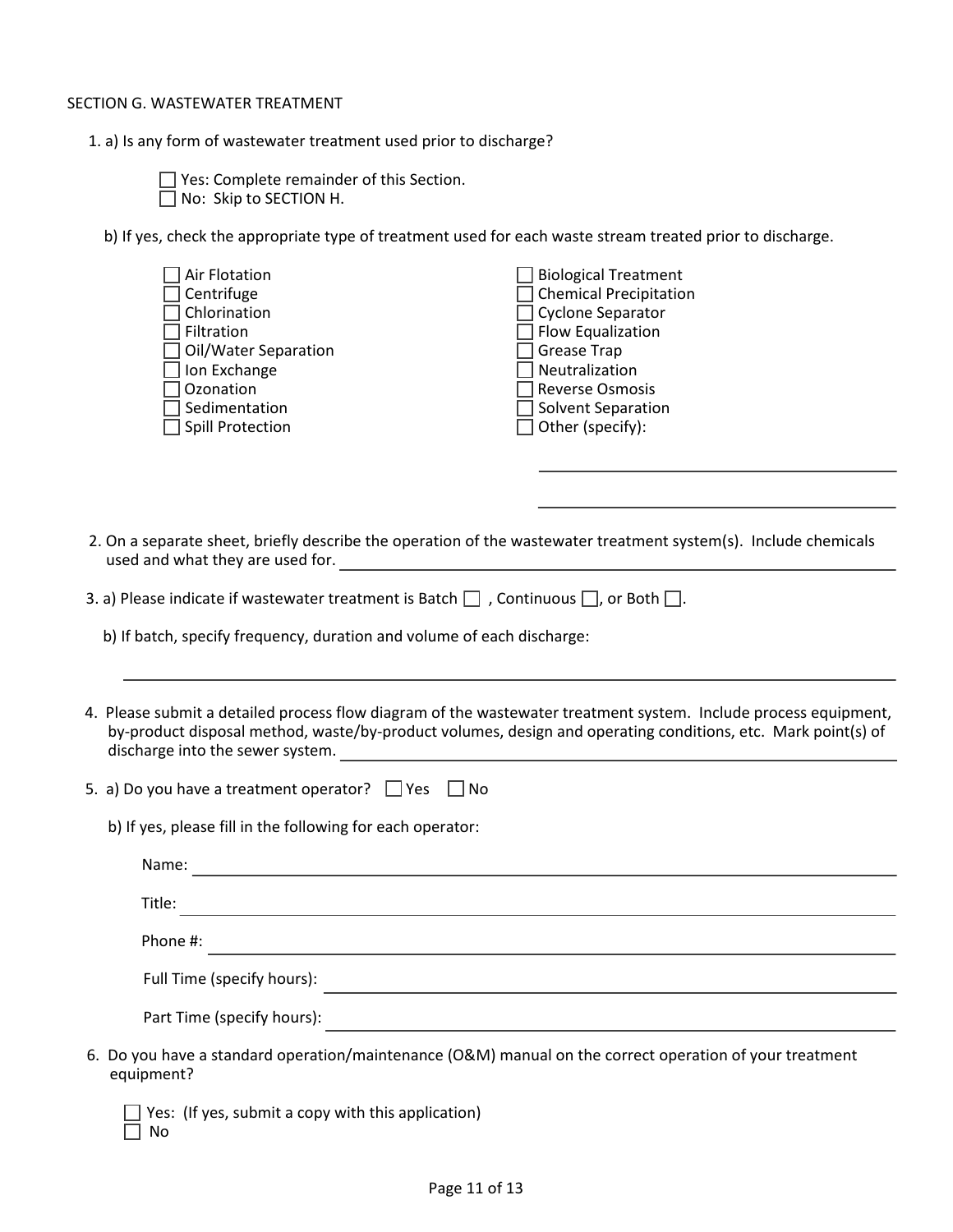SECTION G. WASTEWATER TREATMENT

1. a) Is any form of wastewater treatment used prior to discharge?

   ☐ Yes: Complete remainder of this Section.
   ☐ No: Skip to SECTION H.

   b) If yes, check the appropriate type of treatment used for each waste stream treated prior to discharge.

   ☐ Air Flotation
   ☐ Centrifuge
   ☐ Chlorination
   ☐ Filtration
   ☐ Oil/Water Separation
   ☐ Ion Exchange
   ☐ Ozonation
   ☐ Sedimentation
   ☐ Spill Protection
   ☐ Biological Treatment
   ☐ Chemical Precipitation
   ☐ Cyclone Separator
   ☐ Flow Equalization
   ☐ Grease Trap
   ☐ Neutralization
   ☐ Reverse Osmosis
   ☐ Solvent Separation
   ☐ Other (specify): ______________________

   ______________________

2. On a separate sheet, briefly describe the operation of the wastewater treatment system(s). Include chemicals used and what they are used for. ______________________

3. a) Please indicate if wastewater treatment is Batch ☐ , Continuous ☐, or Both ☐.

   b) If batch, specify frequency, duration and volume of each discharge:

   ______________________

4. Please submit a detailed process flow diagram of the wastewater treatment system. Include process equipment, by-product disposal method, waste/by-product volumes, design and operating conditions, etc. Mark point(s) of discharge into the sewer system. ______________________

5. a) Do you have a treatment operator? ☐ Yes ☐ No

   b) If yes, please fill in the following for each operator:

   Name: ______________________

   Title: ______________________

   Phone #: ______________________

   Full Time (specify hours): ______________________

   Part Time (specify hours): ______________________

6. Do you have a standard operation/maintenance (O&M) manual on the correct operation of your treatment equipment?

   ☐ Yes: (If yes, submit a copy with this application)
   ☐ No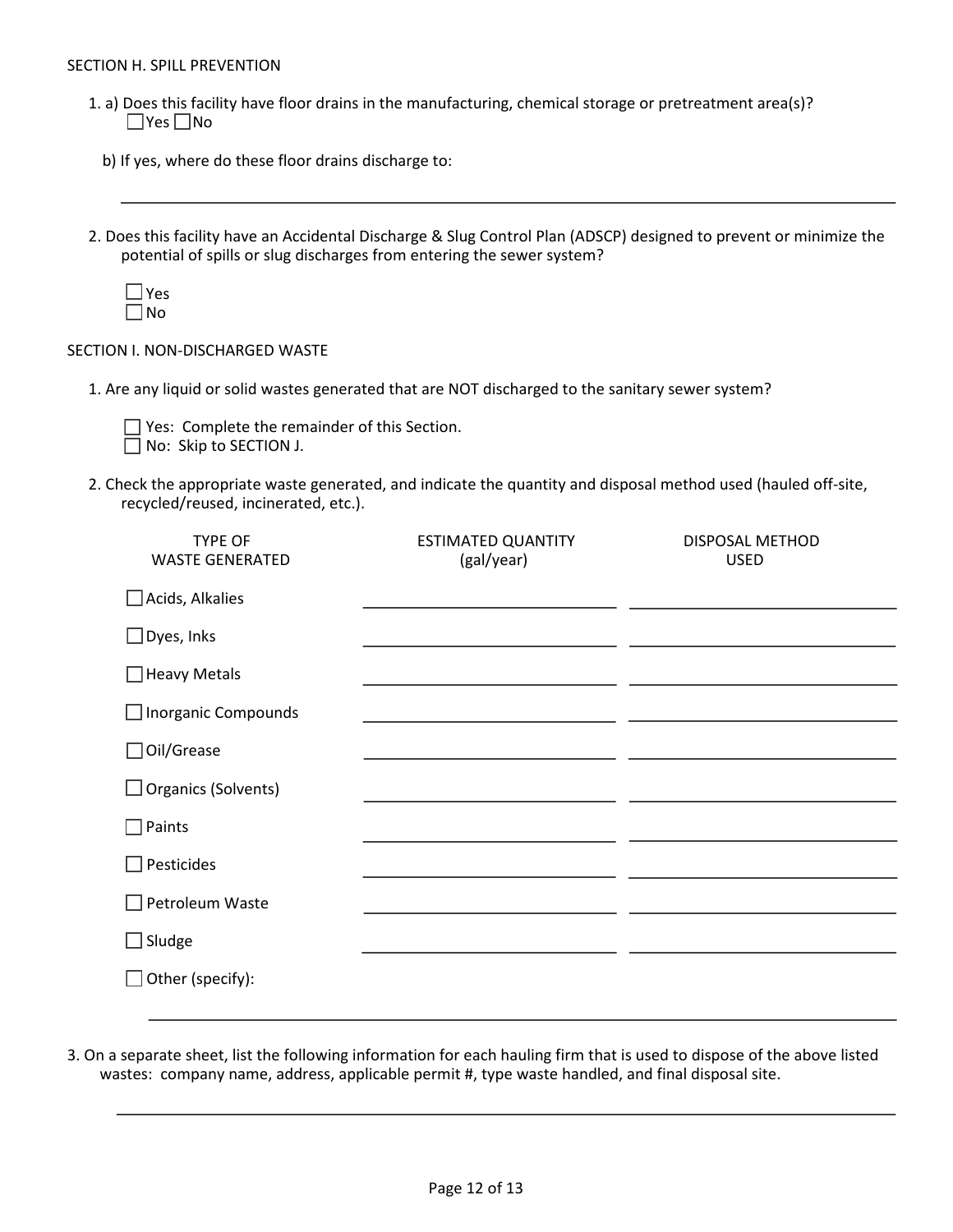## SECTION H. SPILL PREVENTION

1. a) Does this facility have floor drains in the manufacturing, chemical storage or pretreatment area(s)?
   ☐ Yes ☐ No

   b) If yes, where do these floor drains discharge to:

   ______________________________________________________________________________

2. Does this facility have an Accidental Discharge & Slug Control Plan (ADSCP) designed to prevent or minimize the potential of spills or slug discharges from entering the sewer system?

   ☐ Yes
   ☐ No

## SECTION I. NON-DISCHARGED WASTE

1. Are any liquid or solid wastes generated that are NOT discharged to the sanitary sewer system?

   ☐ Yes: Complete the remainder of this Section.
   ☐ No: Skip to SECTION J.

2. Check the appropriate waste generated, and indicate the quantity and disposal method used (hauled off-site, recycled/reused, incinerated, etc.).

| TYPE OF WASTE GENERATED | ESTIMATED QUANTITY (gal/year) | DISPOSAL METHOD USED |
|---|---|---|
| ☐ Acids, Alkalies | | |
| ☐ Dyes, Inks | | |
| ☐ Heavy Metals | | |
| ☐ Inorganic Compounds | | |
| ☐ Oil/Grease | | |
| ☐ Organics (Solvents) | | |
| ☐ Paints | | |
| ☐ Pesticides | | |
| ☐ Petroleum Waste | | |
| ☐ Sludge | | |
| ☐ Other (specify): | | |

______________________________________________________________________________

3. On a separate sheet, list the following information for each hauling firm that is used to dispose of the above listed wastes: company name, address, applicable permit #, type waste handled, and final disposal site.

______________________________________________________________________________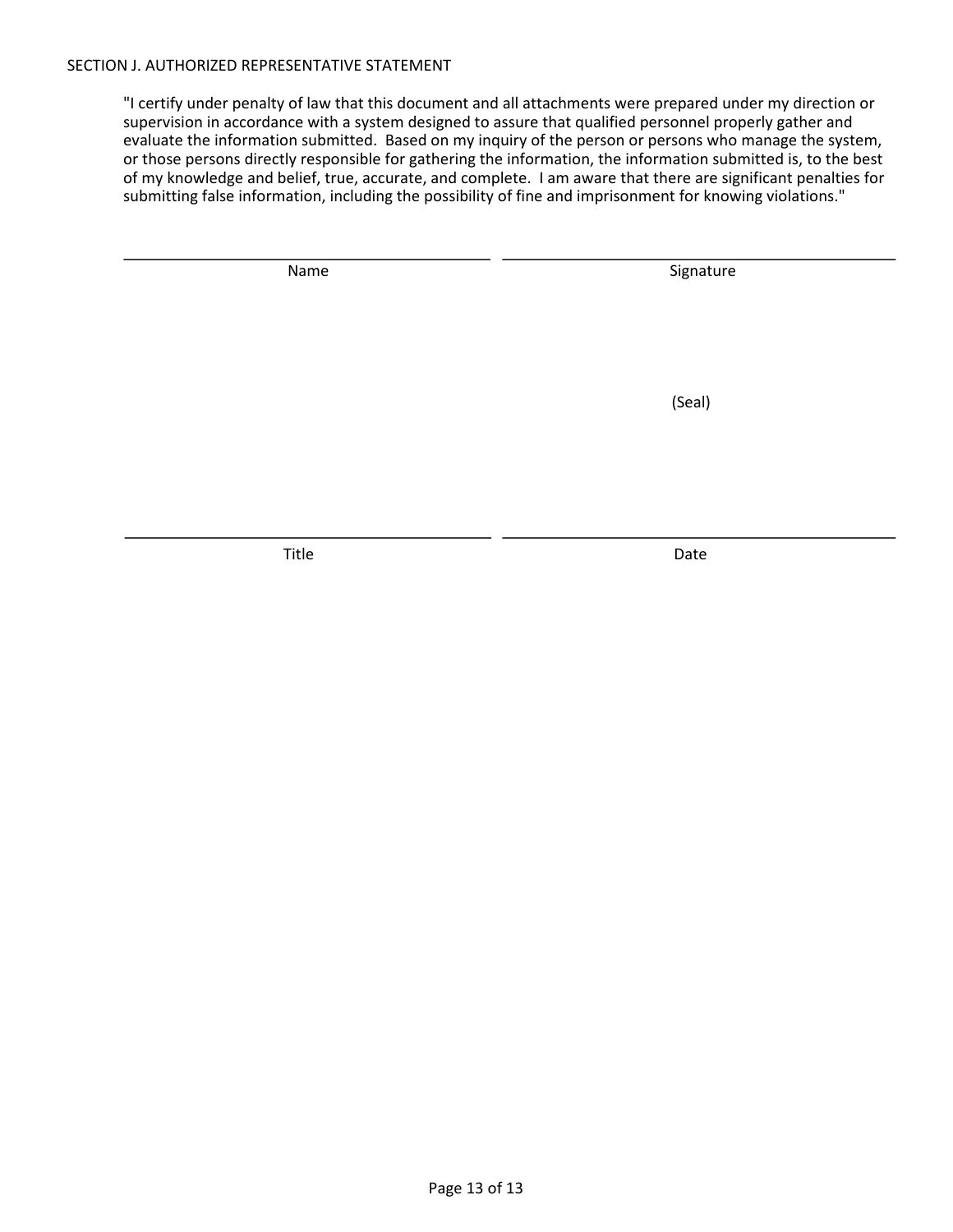SECTION J. AUTHORIZED REPRESENTATIVE STATEMENT

"I certify under penalty of law that this document and all attachments were prepared under my direction or supervision in accordance with a system designed to assure that qualified personnel properly gather and evaluate the information submitted. Based on my inquiry of the person or persons who manage the system, or those persons directly responsible for gathering the information, the information submitted is, to the best of my knowledge and belief, true, accurate, and complete. I am aware that there are significant penalties for submitting false information, including the possibility of fine and imprisonment for knowing violations."

| Name | Signature |
| --- | --- |
| | (Seal) |
| Title | Date |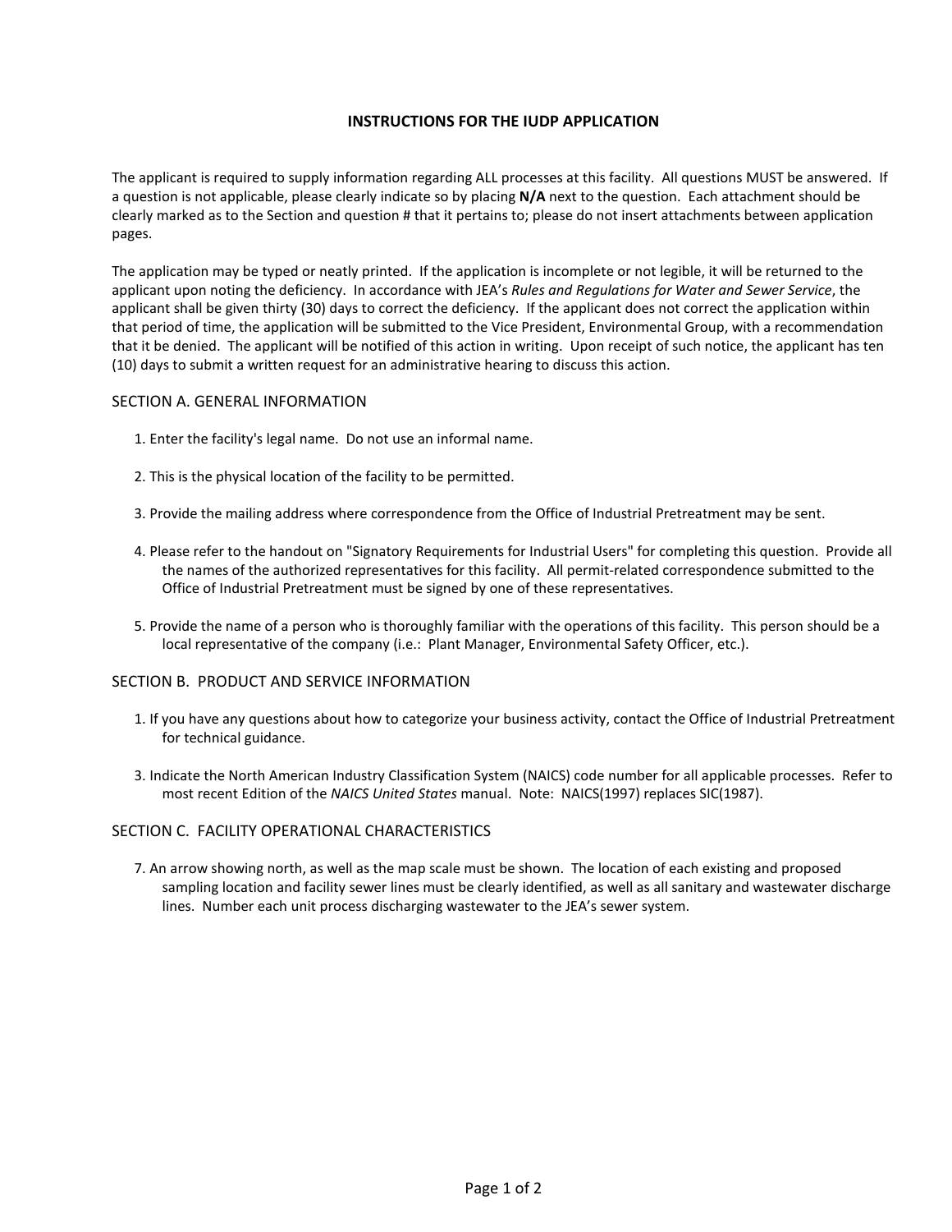# INSTRUCTIONS FOR THE IUDP APPLICATION

The applicant is required to supply information regarding ALL processes at this facility. All questions MUST be answered. If a question is not applicable, please clearly indicate so by placing **N/A** next to the question. Each attachment should be clearly marked as to the Section and question # that it pertains to; please do not insert attachments between application pages.

The application may be typed or neatly printed. If the application is incomplete or not legible, it will be returned to the applicant upon noting the deficiency. In accordance with JEA's *Rules and Regulations for Water and Sewer Service*, the applicant shall be given thirty (30) days to correct the deficiency. If the applicant does not correct the application within that period of time, the application will be submitted to the Vice President, Environmental Group, with a recommendation that it be denied. The applicant will be notified of this action in writing. Upon receipt of such notice, the applicant has ten (10) days to submit a written request for an administrative hearing to discuss this action.

## SECTION A. GENERAL INFORMATION

1. Enter the facility's legal name. Do not use an informal name.

2. This is the physical location of the facility to be permitted.

3. Provide the mailing address where correspondence from the Office of Industrial Pretreatment may be sent.

4. Please refer to the handout on "Signatory Requirements for Industrial Users" for completing this question. Provide all the names of the authorized representatives for this facility. All permit-related correspondence submitted to the Office of Industrial Pretreatment must be signed by one of these representatives.

5. Provide the name of a person who is thoroughly familiar with the operations of this facility. This person should be a local representative of the company (i.e.: Plant Manager, Environmental Safety Officer, etc.).

## SECTION B. PRODUCT AND SERVICE INFORMATION

1. If you have any questions about how to categorize your business activity, contact the Office of Industrial Pretreatment for technical guidance.

3. Indicate the North American Industry Classification System (NAICS) code number for all applicable processes. Refer to most recent Edition of the *NAICS United States* manual. Note: NAICS(1997) replaces SIC(1987).

## SECTION C. FACILITY OPERATIONAL CHARACTERISTICS

7. An arrow showing north, as well as the map scale must be shown. The location of each existing and proposed sampling location and facility sewer lines must be clearly identified, as well as all sanitary and wastewater discharge lines. Number each unit process discharging wastewater to the JEA's sewer system.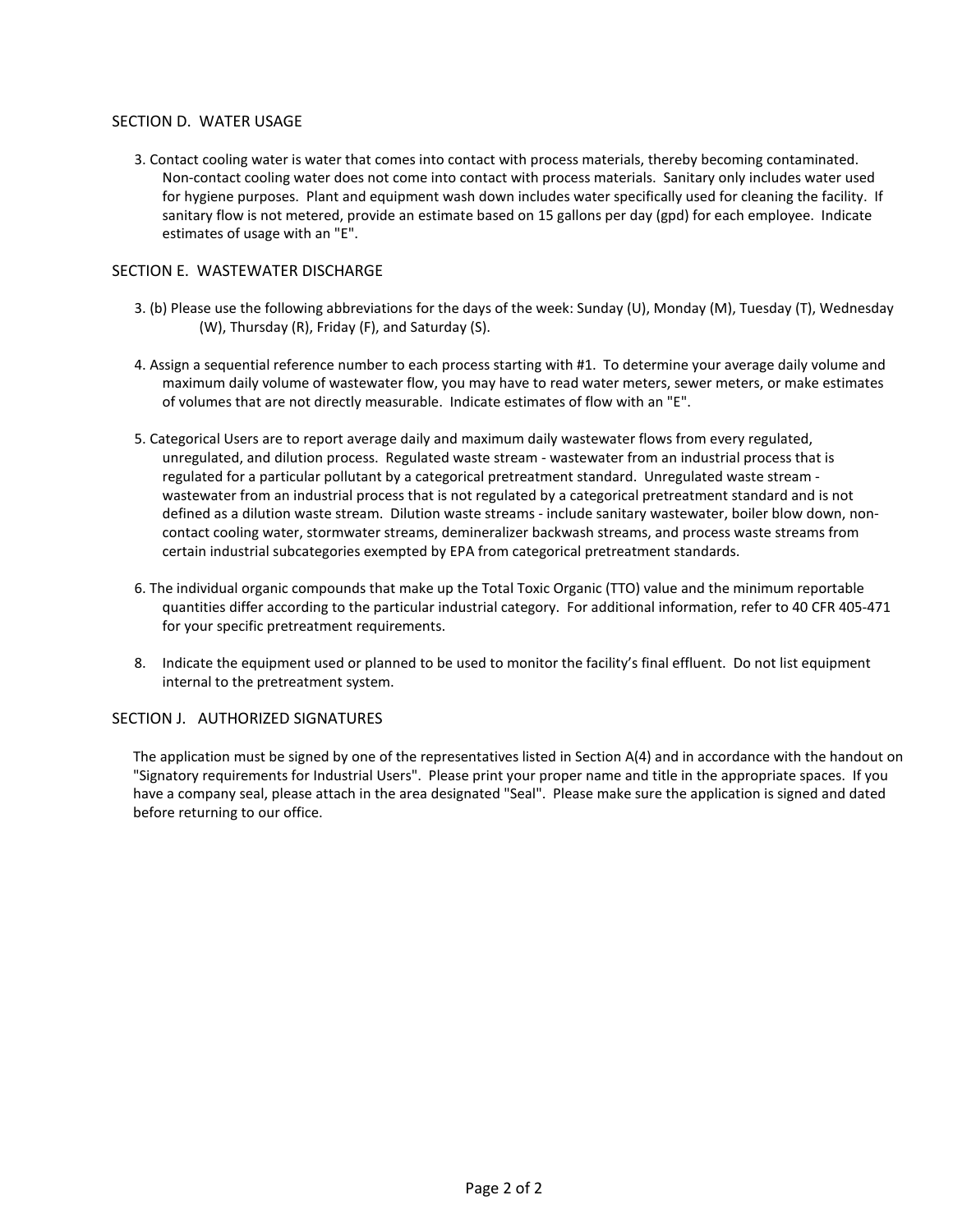## SECTION D. WATER USAGE

3. Contact cooling water is water that comes into contact with process materials, thereby becoming contaminated. Non-contact cooling water does not come into contact with process materials. Sanitary only includes water used for hygiene purposes. Plant and equipment wash down includes water specifically used for cleaning the facility. If sanitary flow is not metered, provide an estimate based on 15 gallons per day (gpd) for each employee. Indicate estimates of usage with an "E".

## SECTION E. WASTEWATER DISCHARGE

3. (b) Please use the following abbreviations for the days of the week: Sunday (U), Monday (M), Tuesday (T), Wednesday (W), Thursday (R), Friday (F), and Saturday (S).

4. Assign a sequential reference number to each process starting with #1. To determine your average daily volume and maximum daily volume of wastewater flow, you may have to read water meters, sewer meters, or make estimates of volumes that are not directly measurable. Indicate estimates of flow with an "E".

5. Categorical Users are to report average daily and maximum daily wastewater flows from every regulated, unregulated, and dilution process. Regulated waste stream - wastewater from an industrial process that is regulated for a particular pollutant by a categorical pretreatment standard. Unregulated waste stream - wastewater from an industrial process that is not regulated by a categorical pretreatment standard and is not defined as a dilution waste stream. Dilution waste streams - include sanitary wastewater, boiler blow down, non-contact cooling water, stormwater streams, demineralizer backwash streams, and process waste streams from certain industrial subcategories exempted by EPA from categorical pretreatment standards.

6. The individual organic compounds that make up the Total Toxic Organic (TTO) value and the minimum reportable quantities differ according to the particular industrial category. For additional information, refer to 40 CFR 405-471 for your specific pretreatment requirements.

8. Indicate the equipment used or planned to be used to monitor the facility's final effluent. Do not list equipment internal to the pretreatment system.

## SECTION J. AUTHORIZED SIGNATURES

The application must be signed by one of the representatives listed in Section A(4) and in accordance with the handout on "Signatory requirements for Industrial Users". Please print your proper name and title in the appropriate spaces. If you have a company seal, please attach in the area designated "Seal". Please make sure the application is signed and dated before returning to our office.